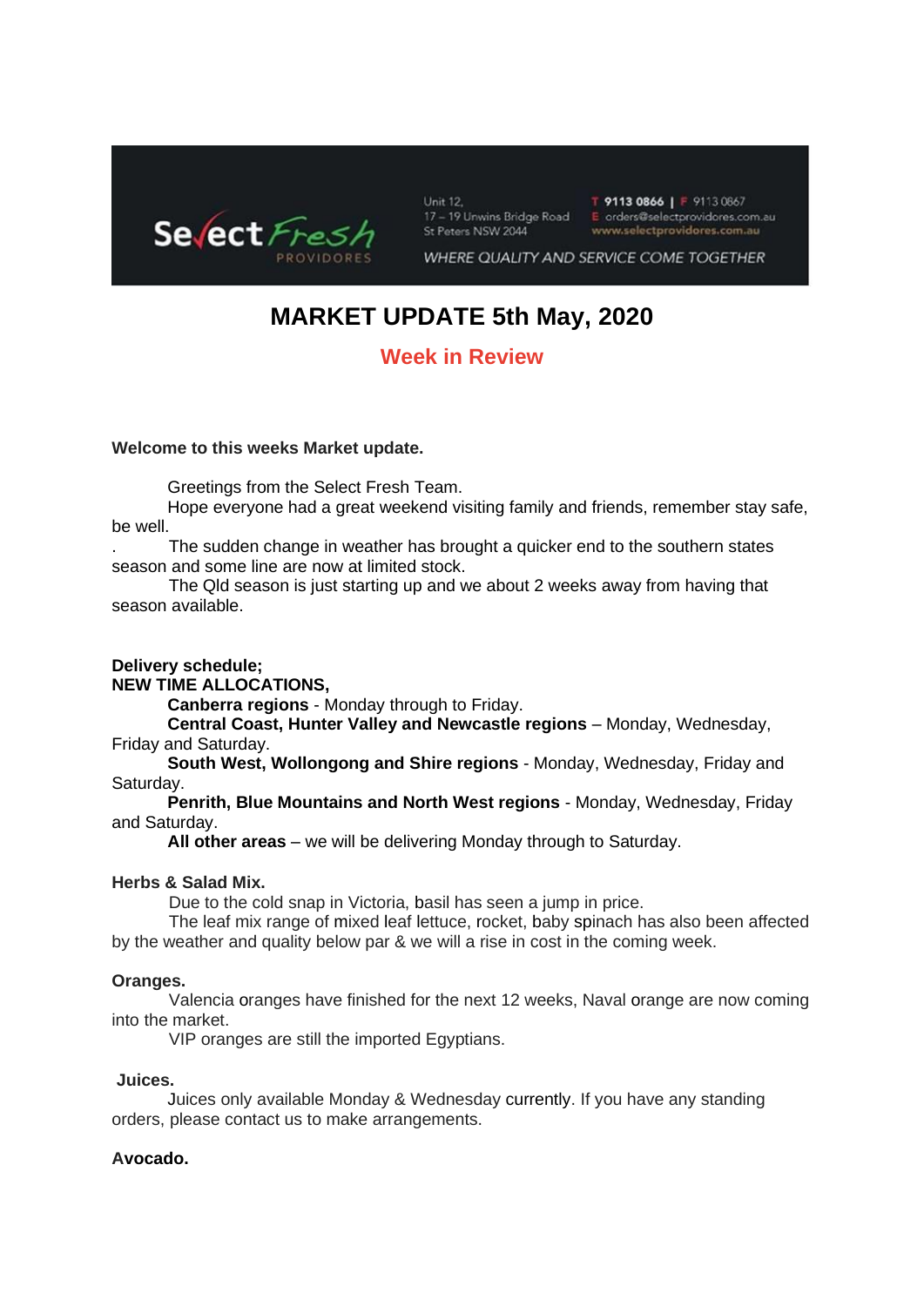Select Fresh PROVIDORES

Unit 12,
17 – 19 Unwins Bridge Road
St Peters NSW 2044

T 9113 0866 | F 9113 0867
E orders@selectprovidores.com.au
www.selectprovidores.com.au

*WHERE QUALITY AND SERVICE COME TOGETHER*

# MARKET UPDATE 5th May, 2020

## Week in Review

**Welcome to this weeks Market update.**

Greetings from the Select Fresh Team.
Hope everyone had a great weekend visiting family and friends, remember stay safe, be well.
. The sudden change in weather has brought a quicker end to the southern states season and some line are now at limited stock.
The Qld season is just starting up and we about 2 weeks away from having that season available.

**Delivery schedule;**
**NEW TIME ALLOCATIONS,**

**Canberra regions** - Monday through to Friday.
**Central Coast, Hunter Valley and Newcastle regions** – Monday, Wednesday, Friday and Saturday.
**South West, Wollongong and Shire regions** - Monday, Wednesday, Friday and Saturday.
**Penrith, Blue Mountains and North West regions** - Monday, Wednesday, Friday and Saturday.
**All other areas** – we will be delivering Monday through to Saturday.

**Herbs & Salad Mix.**

Due to the cold snap in Victoria, basil has seen a jump in price.
The leaf mix range of mixed leaf lettuce, rocket, baby spinach has also been affected by the weather and quality below par & we will a rise in cost in the coming week.

**Oranges.**

Valencia oranges have finished for the next 12 weeks, Naval orange are now coming into the market.
VIP oranges are still the imported Egyptians.

**Juices.**

Juices only available Monday & Wednesday currently. If you have any standing orders, please contact us to make arrangements.

**Avocado.**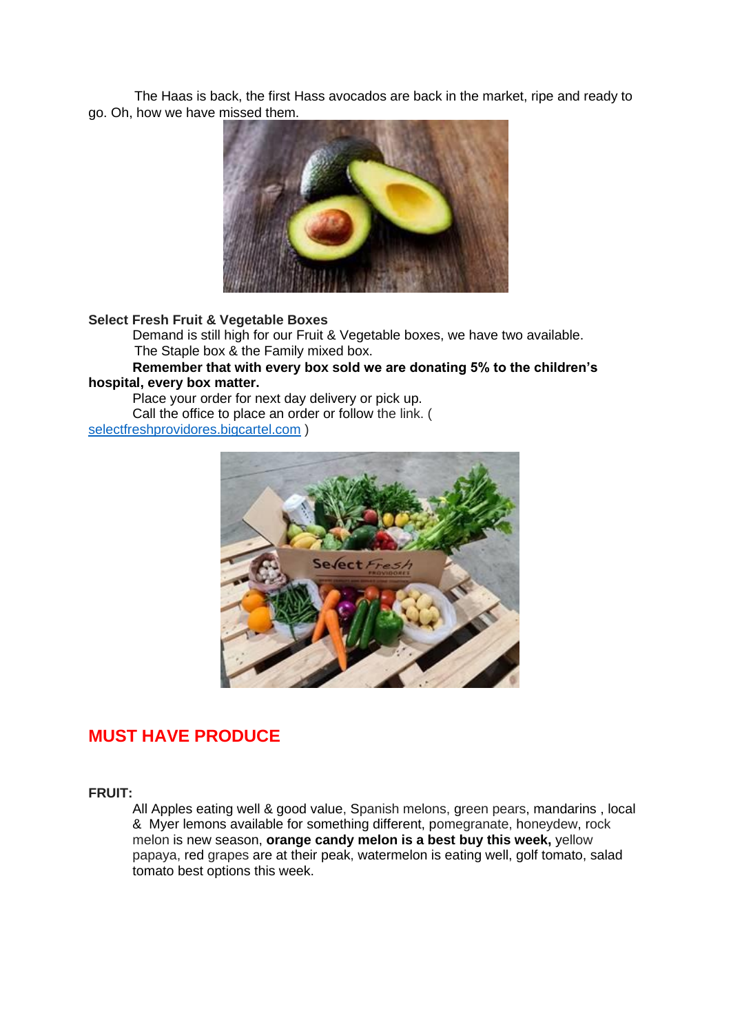The Haas is back, the first Hass avocados are back in the market, ripe and ready to go. Oh, how we have missed them.

**Select Fresh Fruit & Vegetable Boxes**

Demand is still high for our Fruit & Vegetable boxes, we have two available. The Staple box & the Family mixed box.

**Remember that with every box sold we are donating 5% to the children's hospital, every box matter.**

Place your order for next day delivery or pick up.

Call the office to place an order or follow the link. ( selectfreshprovidores.bigcartel.com )

## MUST HAVE PRODUCE

**FRUIT:**

All Apples eating well & good value, Spanish melons, green pears, mandarins , local & Myer lemons available for something different, pomegranate, honeydew, rock melon is new season, **orange candy melon is a best buy this week,** yellow papaya, red grapes are at their peak, watermelon is eating well, golf tomato, salad tomato best options this week.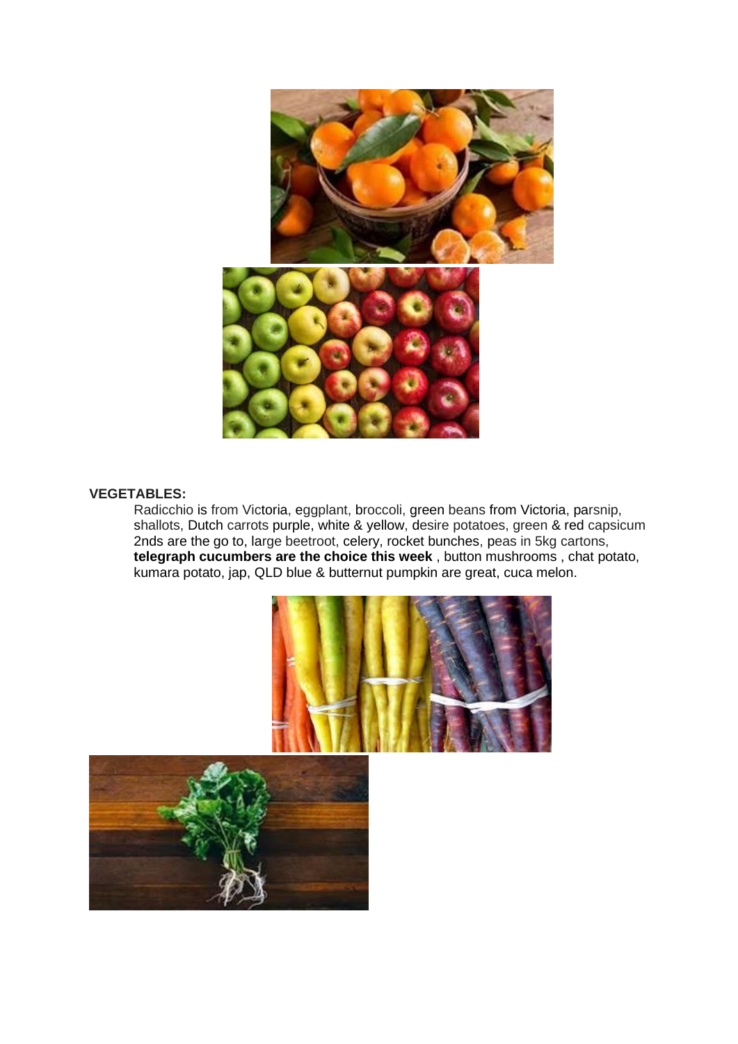**VEGETABLES:**

Radicchio is from Victoria, eggplant, broccoli, green beans from Victoria, parsnip, shallots, Dutch carrots purple, white & yellow, desire potatoes, green & red capsicum 2nds are the go to, large beetroot, celery, rocket bunches, peas in 5kg cartons, **telegraph cucumbers are the choice this week** , button mushrooms , chat potato, kumara potato, jap, QLD blue & butternut pumpkin are great, cuca melon.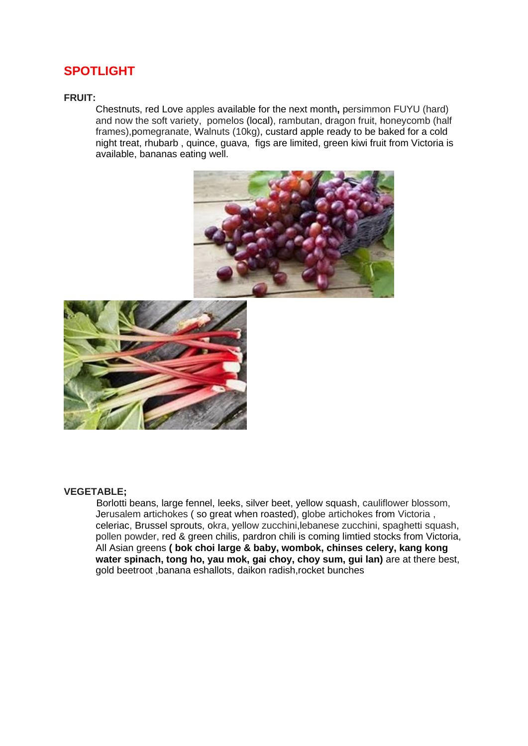## SPOTLIGHT

**FRUIT:**

Chestnuts, red Love apples available for the next month**,** persimmon FUYU (hard) and now the soft variety, pomelos (local), rambutan, dragon fruit, honeycomb (half frames),pomegranate, Walnuts (10kg), custard apple ready to be baked for a cold night treat, rhubarb , quince, guava, figs are limited, green kiwi fruit from Victoria is available, bananas eating well.

**VEGETABLE;**

Borlotti beans, large fennel, leeks, silver beet, yellow squash, cauliflower blossom, Jerusalem artichokes ( so great when roasted), globe artichokes from Victoria , celeriac, Brussel sprouts, okra, yellow zucchini,lebanese zucchini, spaghetti squash, pollen powder, red & green chilis, pardron chili is coming limtied stocks from Victoria, All Asian greens **( bok choi large & baby, wombok, chinses celery, kang kong water spinach, tong ho, yau mok, gai choy, choy sum, gui lan)** are at there best, gold beetroot ,banana eshallots, daikon radish,rocket bunches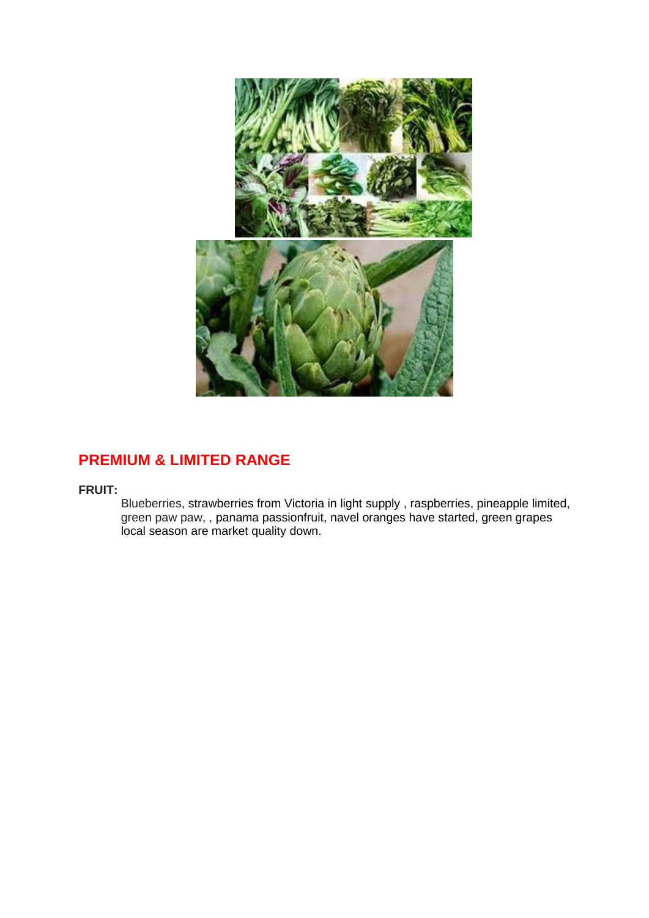## PREMIUM & LIMITED RANGE

**FRUIT:**

Blueberries, strawberries from Victoria in light supply , raspberries, pineapple limited, green paw paw, , panama passionfruit, navel oranges have started, green grapes local season are market quality down.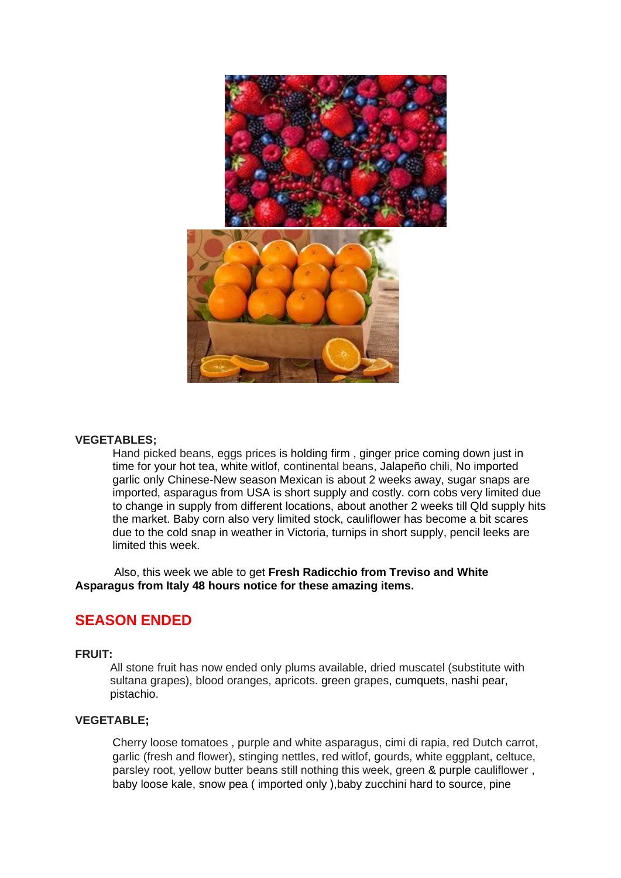**VEGETABLES;**

Hand picked beans, eggs prices is holding firm , ginger price coming down just in time for your hot tea, white witlof, continental beans, Jalapeño chili, No imported garlic only Chinese-New season Mexican is about 2 weeks away, sugar snaps are imported, asparagus from USA is short supply and costly. corn cobs very limited due to change in supply from different locations, about another 2 weeks till Qld supply hits the market. Baby corn also very limited stock, cauliflower has become a bit scares due to the cold snap in weather in Victoria, turnips in short supply, pencil leeks are limited this week.

Also, this week we able to get **Fresh Radicchio from Treviso and White Asparagus from Italy 48 hours notice for these amazing items.**

## SEASON ENDED

**FRUIT:**

All stone fruit has now ended only plums available, dried muscatel (substitute with sultana grapes), blood oranges, apricots. green grapes, cumquets, nashi pear, pistachio.

**VEGETABLE;**

Cherry loose tomatoes , purple and white asparagus, cimi di rapia, red Dutch carrot, garlic (fresh and flower), stinging nettles, red witlof, gourds, white eggplant, celtuce, parsley root, yellow butter beans still nothing this week, green & purple cauliflower , baby loose kale, snow pea ( imported only ),baby zucchini hard to source, pine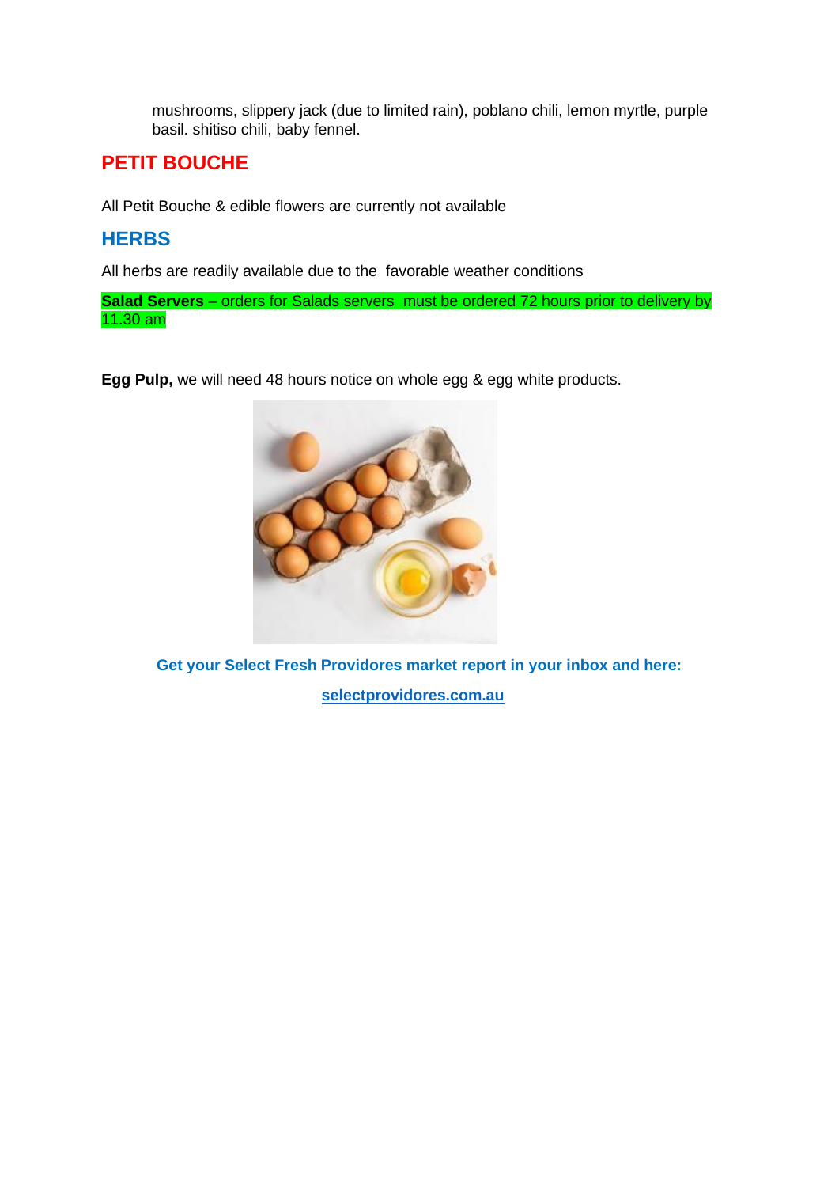mushrooms, slippery jack (due to limited rain), poblano chili, lemon myrtle, purple basil. shitiso chili, baby fennel.

## PETIT BOUCHE

All Petit Bouche & edible flowers are currently not available

## HERBS

All herbs are readily available due to the  favorable weather conditions

**Salad Servers** – orders for Salads servers  must be ordered 72 hours prior to delivery by 11.30 am

**Egg Pulp,** we will need 48 hours notice on whole egg & egg white products.

**Get your Select Fresh Providores market report in your inbox and here:**

**selectprovidores.com.au**